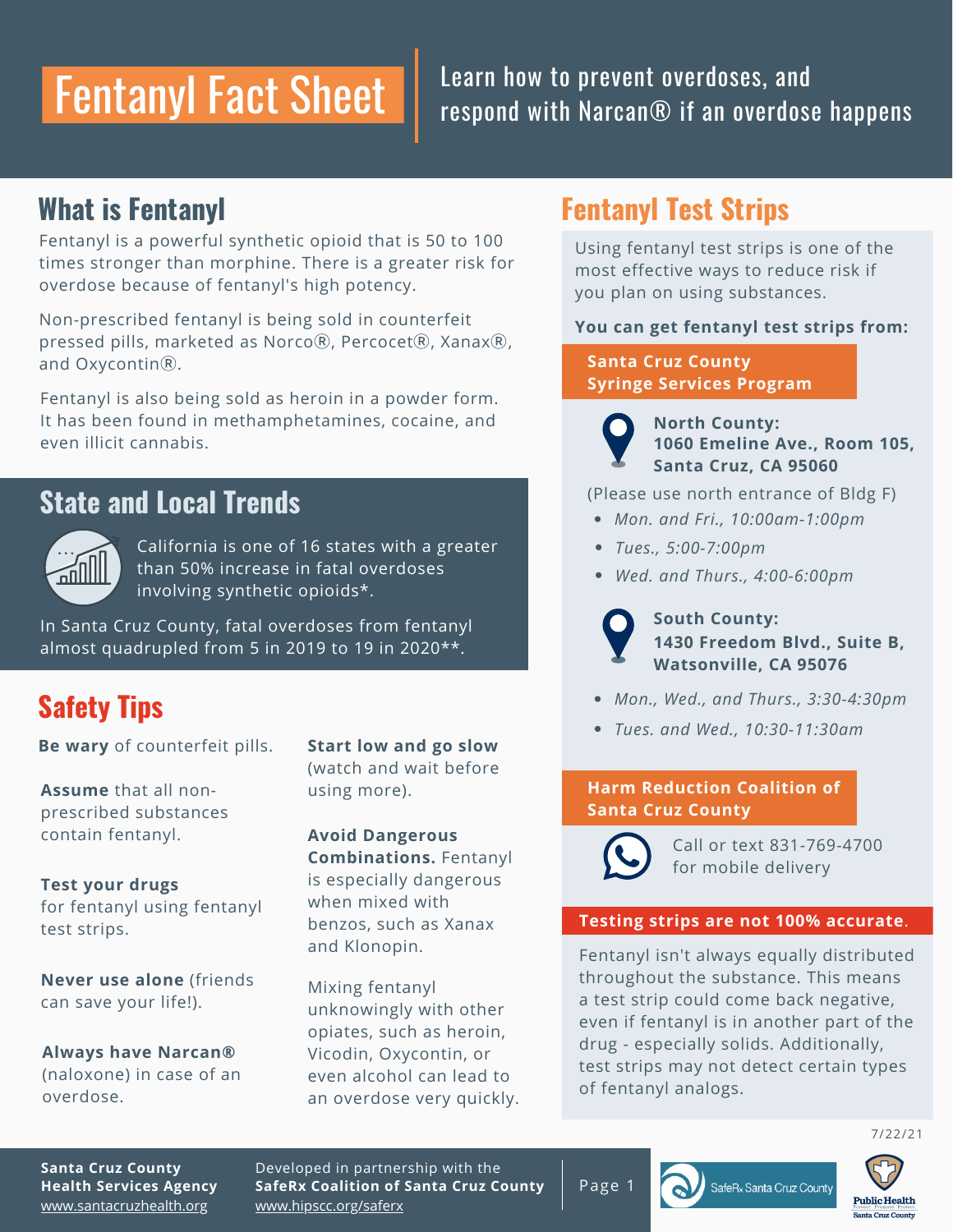# Fentanyl Fact Sheet

Learn how to prevent overdoses, and respond with Narcan® if an overdose happens

## What is Fentanyl

Fentanyl is a powerful synthetic opioid that is 50 to 100 times stronger than morphine. There is a greater risk for overdose because of fentanyl's high potency.

Non-prescribed fentanyl is being sold in counterfeit pressed pills, marketed as Norco®, Percocet®, Xanax®, and Oxycontin®.

Fentanyl is also being sold as heroin in a powder form. It has been found in methamphetamines, cocaine, and even illicit cannabis.

## State and Local Trends

California is one of 16 states with a greater than 50% increase in fatal overdoses involving synthetic opioids*.

In Santa Cruz County, fatal overdoses from fentanyl almost quadrupled from 5 in 2019 to 19 in 2020**.

## Safety Tips

**Be wary** of counterfeit pills.

**Assume** that all non-prescribed substances contain fentanyl.

**Test your drugs** for fentanyl using fentanyl test strips.

**Never use alone** (friends can save your life!).

**Always have Narcan®** (naloxone) in case of an overdose.

**Start low and go slow** (watch and wait before using more).

**Avoid Dangerous Combinations.** Fentanyl is especially dangerous when mixed with benzos, such as Xanax and Klonopin.

Mixing fentanyl unknowingly with other opiates, such as heroin, Vicodin, Oxycontin, or even alcohol can lead to an overdose very quickly.

## Fentanyl Test Strips

Using fentanyl test strips is one of the most effective ways to reduce risk if you plan on using substances.

**You can get fentanyl test strips from:**

### Santa Cruz County Syringe Services Program

**North County:**
**1060 Emeline Ave., Room 105, Santa Cruz, CA 95060**

(Please use north entrance of Bldg F)

- *Mon. and Fri., 10:00am-1:00pm*
- *Tues., 5:00-7:00pm*
- *Wed. and Thurs., 4:00-6:00pm*

**South County:**
**1430 Freedom Blvd., Suite B, Watsonville, CA 95076**

- *Mon., Wed., and Thurs., 3:30-4:30pm*
- *Tues. and Wed., 10:30-11:30am*

### Harm Reduction Coalition of Santa Cruz County

Call or text 831-769-4700 for mobile delivery

**Testing strips are not 100% accurate.**

Fentanyl isn't always equally distributed throughout the substance. This means a test strip could come back negative, even if fentanyl is in another part of the drug - especially solids. Additionally, test strips may not detect certain types of fentanyl analogs.

7/22/21

**Santa Cruz County Health Services Agency**
www.santacruzhealth.org

Developed in partnership with the **SafeRx Coalition of Santa Cruz County**
www.hipscc.org/saferx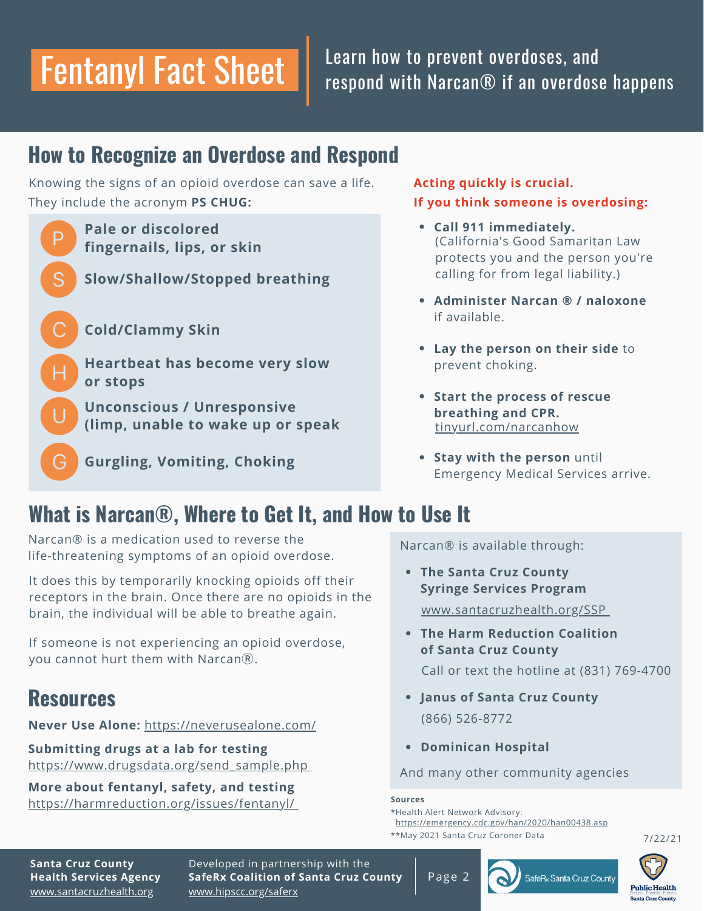# Fentanyl Fact Sheet

Learn how to prevent overdoses, and respond with Narcan® if an overdose happens

## How to Recognize an Overdose and Respond

Knowing the signs of an opioid overdose can save a life. They include the acronym **PS CHUG:**

- **P** — **Pale or discolored fingernails, lips, or skin**
- **S** — **Slow/Shallow/Stopped breathing**
- **C** — **Cold/Clammy Skin**
- **H** — **Heartbeat has become very slow or stops**
- **U** — **Unconscious / Unresponsive (limp, unable to wake up or speak**
- **G** — **Gurgling, Vomiting, Choking**

**Acting quickly is crucial.**
**If you think someone is overdosing:**

- **Call 911 immediately.** (California's Good Samaritan Law protects you and the person you're calling for from legal liability.)
- **Administer Narcan ® / naloxone** if available.
- **Lay the person on their side** to prevent choking.
- **Start the process of rescue breathing and CPR.** tinyurl.com/narcanhow
- **Stay with the person** until Emergency Medical Services arrive.

## What is Narcan®, Where to Get It, and How to Use It

Narcan® is a medication used to reverse the life-threatening symptoms of an opioid overdose.

It does this by temporarily knocking opioids off their receptors in the brain. Once there are no opioids in the brain, the individual will be able to breathe again.

If someone is not experiencing an opioid overdose, you cannot hurt them with Narcan®.

Narcan® is available through:

- **The Santa Cruz County Syringe Services Program**
  www.santacruzhealth.org/SSP
- **The Harm Reduction Coalition of Santa Cruz County**
  Call or text the hotline at (831) 769-4700
- **Janus of Santa Cruz County**
  (866) 526-8772
- **Dominican Hospital**

And many other community agencies

## Resources

**Never Use Alone:** https://neverusealone.com/

**Submitting drugs at a lab for testing**
https://www.drugsdata.org/send_sample.php

**More about fentanyl, safety, and testing**
https://harmreduction.org/issues/fentanyl/

**Sources**

*Health Alert Network Advisory: https://emergency.cdc.gov/han/2020/han00438.asp

**May 2021 Santa Cruz Coroner Data

7/22/21

**Santa Cruz County Health Services Agency**
www.santacruzhealth.org

Developed in partnership with the **SafeRx Coalition of Santa Cruz County**
www.hipscc.org/saferx